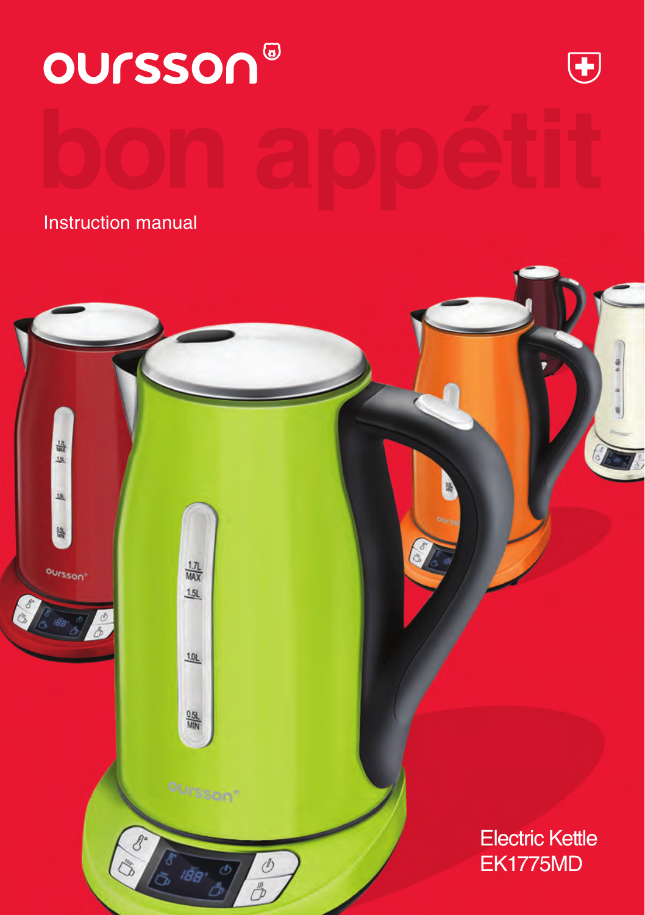# oursson

bon appétit

Instruction manual

Electric Kettle
EK1775MD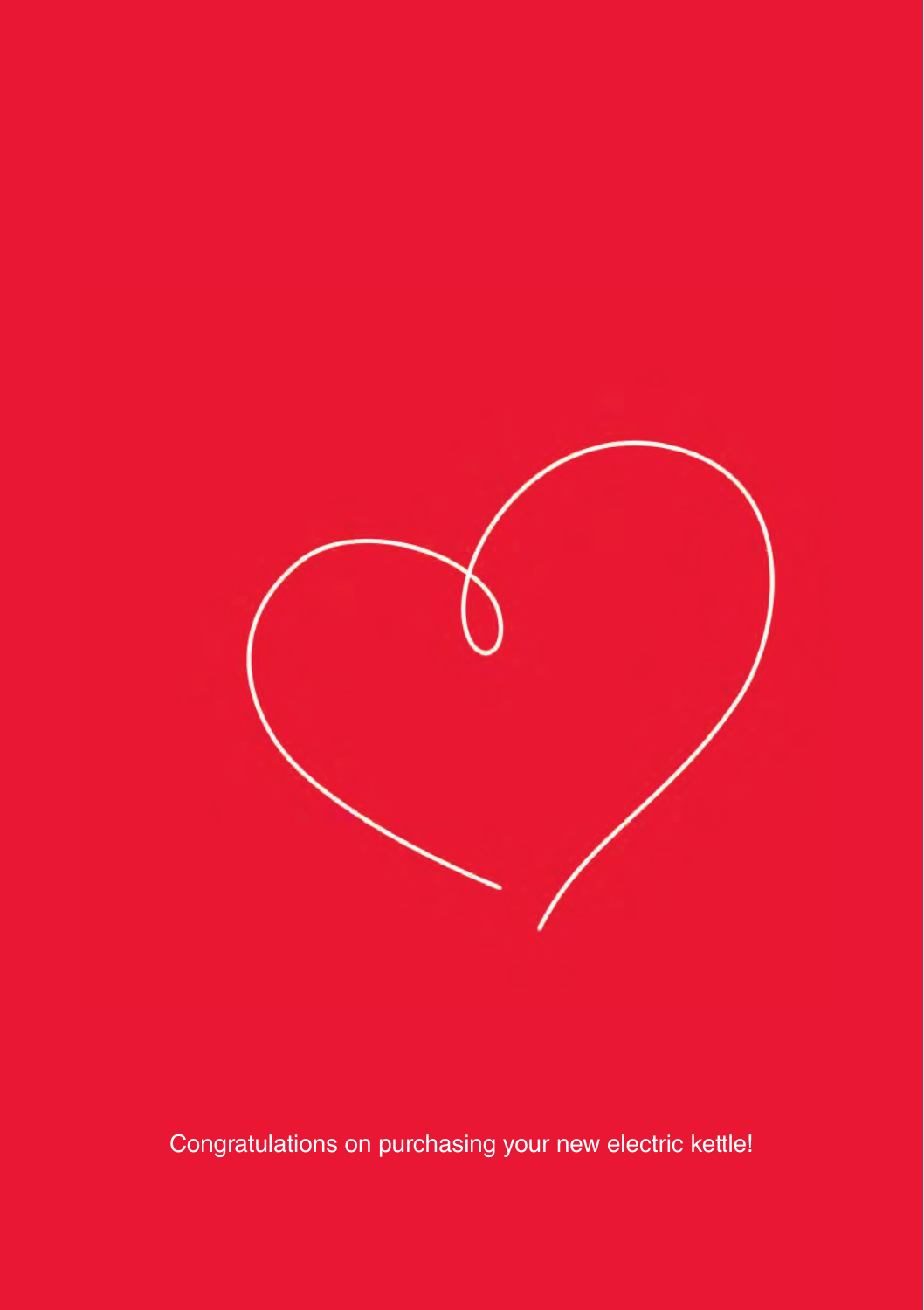Congratulations on purchasing your new electric kettle!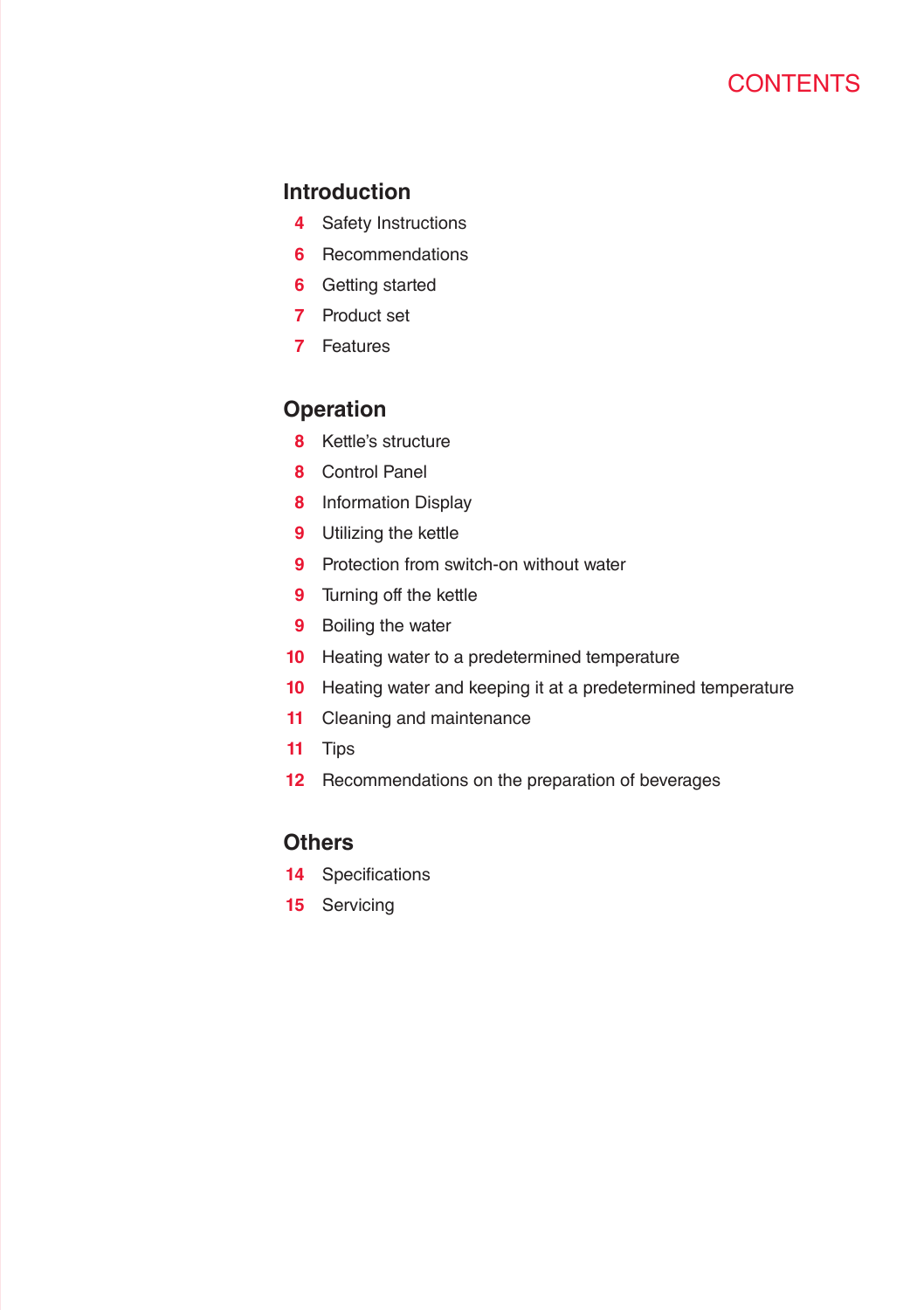# CONTENTS

## Introduction

- 4 Safety Instructions
- 6 Recommendations
- 6 Getting started
- 7 Product set
- 7 Features

## Operation

- 8 Kettle's structure
- 8 Control Panel
- 8 Information Display
- 9 Utilizing the kettle
- 9 Protection from switch-on without water
- 9 Turning off the kettle
- 9 Boiling the water
- 10 Heating water to a predetermined temperature
- 10 Heating water and keeping it at a predetermined temperature
- 11 Cleaning and maintenance
- 11 Tips
- 12 Recommendations on the preparation of beverages

## Others

- 14 Specifications
- 15 Servicing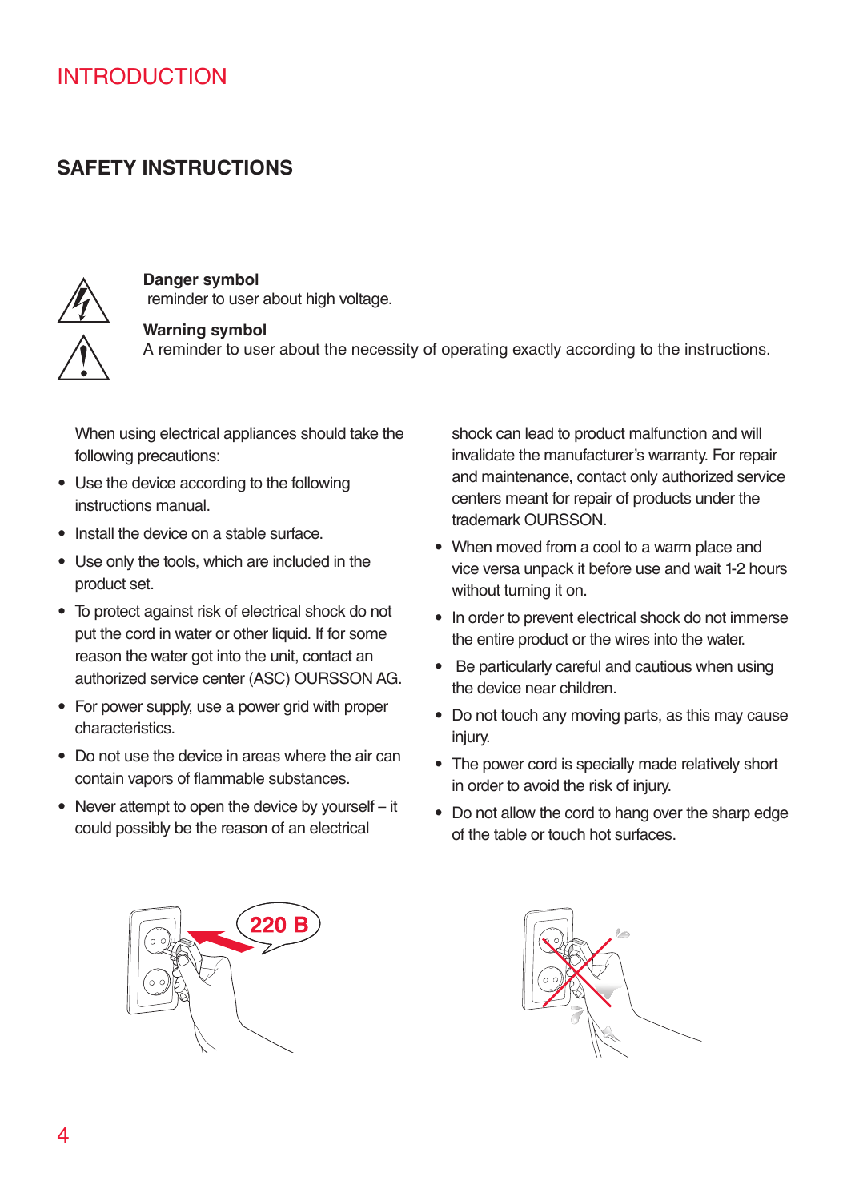# INTRODUCTION

## SAFETY INSTRUCTIONS

**Danger symbol**
reminder to user about high voltage.

**Warning symbol**
A reminder to user about the necessity of operating exactly according to the instructions.

When using electrical appliances should take the following precautions:

- Use the device according to the following instructions manual.
- Install the device on a stable surface.
- Use only the tools, which are included in the product set.
- To protect against risk of electrical shock do not put the cord in water or other liquid. If for some reason the water got into the unit, contact an authorized service center (ASC) OURSSON AG.
- For power supply, use a power grid with proper characteristics.
- Do not use the device in areas where the air can contain vapors of flammable substances.
- Never attempt to open the device by yourself – it could possibly be the reason of an electrical shock can lead to product malfunction and will invalidate the manufacturer's warranty. For repair and maintenance, contact only authorized service centers meant for repair of products under the trademark OURSSON.
- When moved from a cool to a warm place and vice versa unpack it before use and wait 1-2 hours without turning it on.
- In order to prevent electrical shock do not immerse the entire product or the wires into the water.
- Be particularly careful and cautious when using the device near children.
- Do not touch any moving parts, as this may cause injury.
- The power cord is specially made relatively short in order to avoid the risk of injury.
- Do not allow the cord to hang over the sharp edge of the table or touch hot surfaces.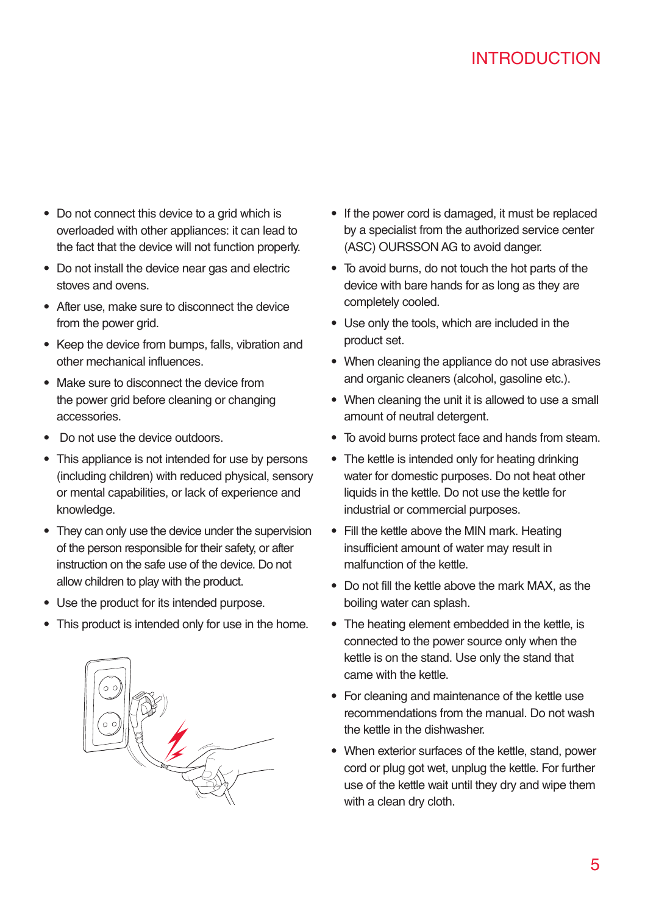# INTRODUCTION

- Do not connect this device to a grid which is overloaded with other appliances: it can lead to the fact that the device will not function properly.
- Do not install the device near gas and electric stoves and ovens.
- After use, make sure to disconnect the device from the power grid.
- Keep the device from bumps, falls, vibration and other mechanical influences.
- Make sure to disconnect the device from the power grid before cleaning or changing accessories.
- Do not use the device outdoors.
- This appliance is not intended for use by persons (including children) with reduced physical, sensory or mental capabilities, or lack of experience and knowledge.
- They can only use the device under the supervision of the person responsible for their safety, or after instruction on the safe use of the device. Do not allow children to play with the product.
- Use the product for its intended purpose.
- This product is intended only for use in the home.
- If the power cord is damaged, it must be replaced by a specialist from the authorized service center (ASC) OURSSON AG to avoid danger.
- To avoid burns, do not touch the hot parts of the device with bare hands for as long as they are completely cooled.
- Use only the tools, which are included in the product set.
- When cleaning the appliance do not use abrasives and organic cleaners (alcohol, gasoline etc.).
- When cleaning the unit it is allowed to use a small amount of neutral detergent.
- To avoid burns protect face and hands from steam.
- The kettle is intended only for heating drinking water for domestic purposes. Do not heat other liquids in the kettle. Do not use the kettle for industrial or commercial purposes.
- Fill the kettle above the MIN mark. Heating insufficient amount of water may result in malfunction of the kettle.
- Do not fill the kettle above the mark MAX, as the boiling water can splash.
- The heating element embedded in the kettle, is connected to the power source only when the kettle is on the stand. Use only the stand that came with the kettle.
- For cleaning and maintenance of the kettle use recommendations from the manual. Do not wash the kettle in the dishwasher.
- When exterior surfaces of the kettle, stand, power cord or plug got wet, unplug the kettle. For further use of the kettle wait until they dry and wipe them with a clean dry cloth.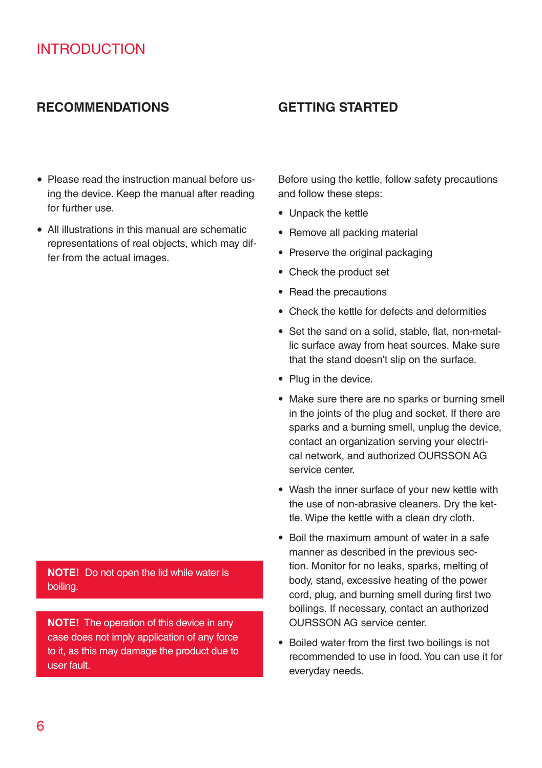# INTRODUCTION

## RECOMMENDATIONS

- Please read the instruction manual before using the device. Keep the manual after reading for further use.
- All illustrations in this manual are schematic representations of real objects, which may differ from the actual images.

**NOTE!** Do not open the lid while water is boiling.

**NOTE!** The operation of this device in any case does not imply application of any force to it, as this may damage the product due to user fault.

## GETTING STARTED

Before using the kettle, follow safety precautions and follow these steps:

- Unpack the kettle
- Remove all packing material
- Preserve the original packaging
- Check the product set
- Read the precautions
- Check the kettle for defects and deformities
- Set the sand on a solid, stable, flat, non-metallic surface away from heat sources. Make sure that the stand doesn't slip on the surface.
- Plug in the device.
- Make sure there are no sparks or burning smell in the joints of the plug and socket. If there are sparks and a burning smell, unplug the device, contact an organization serving your electrical network, and authorized OURSSON AG service center.
- Wash the inner surface of your new kettle with the use of non-abrasive cleaners. Dry the kettle. Wipe the kettle with a clean dry cloth.
- Boil the maximum amount of water in a safe manner as described in the previous section. Monitor for no leaks, sparks, melting of body, stand, excessive heating of the power cord, plug, and burning smell during first two boilings. If necessary, contact an authorized OURSSON AG service center.
- Boiled water from the first two boilings is not recommended to use in food. You can use it for everyday needs.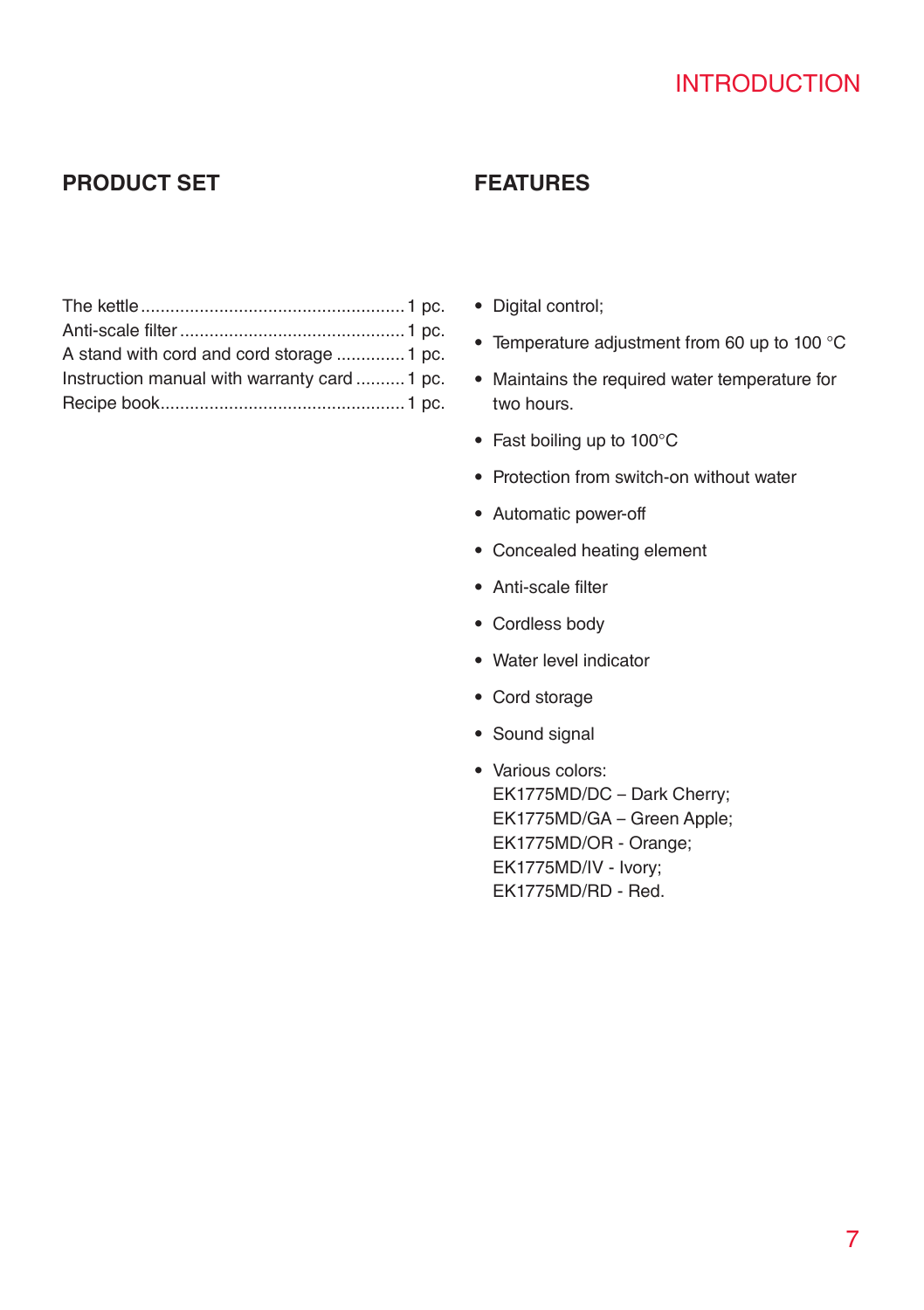# INTRODUCTION

## PRODUCT SET

| Item | Quantity |
|---|---|
| The kettle | 1 pc. |
| Anti-scale filter | 1 pc. |
| A stand with cord and cord storage | 1 pc. |
| Instruction manual with warranty card | 1 pc. |
| Recipe book | 1 pc. |

## FEATURES

- Digital control;
- Temperature adjustment from 60 up to 100 °C
- Maintains the required water temperature for two hours.
- Fast boiling up to 100°C
- Protection from switch-on without water
- Automatic power-off
- Concealed heating element
- Anti-scale filter
- Cordless body
- Water level indicator
- Cord storage
- Sound signal
- Various colors:  
  EK1775MD/DC – Dark Cherry;  
  EK1775MD/GA – Green Apple;  
  EK1775MD/OR - Orange;  
  EK1775MD/IV - Ivory;  
  EK1775MD/RD - Red.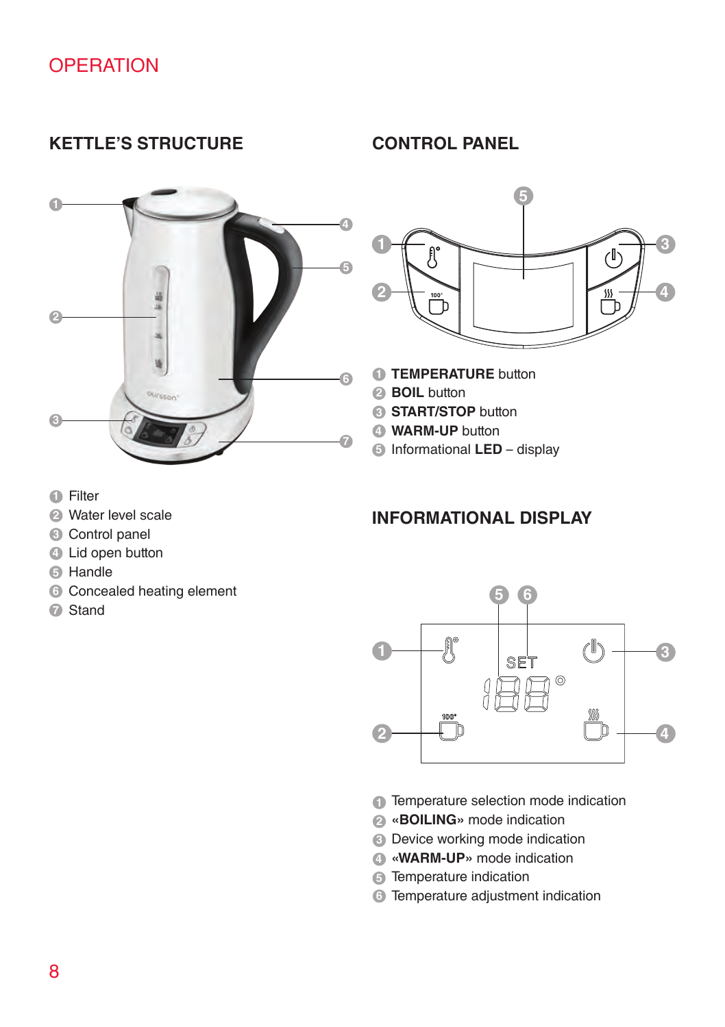# OPERATION

## KETTLE'S STRUCTURE

1. Filter
2. Water level scale
3. Control panel
4. Lid open button
5. Handle
6. Concealed heating element
7. Stand

## CONTROL PANEL

1. **TEMPERATURE** button
2. **BOIL** button
3. **START/STOP** button
4. **WARM-UP** button
5. Informational **LED** – display

## INFORMATIONAL DISPLAY

1. Temperature selection mode indication
2. «**BOILING**» mode indication
3. Device working mode indication
4. «**WARM-UP**» mode indication
5. Temperature indication
6. Temperature adjustment indication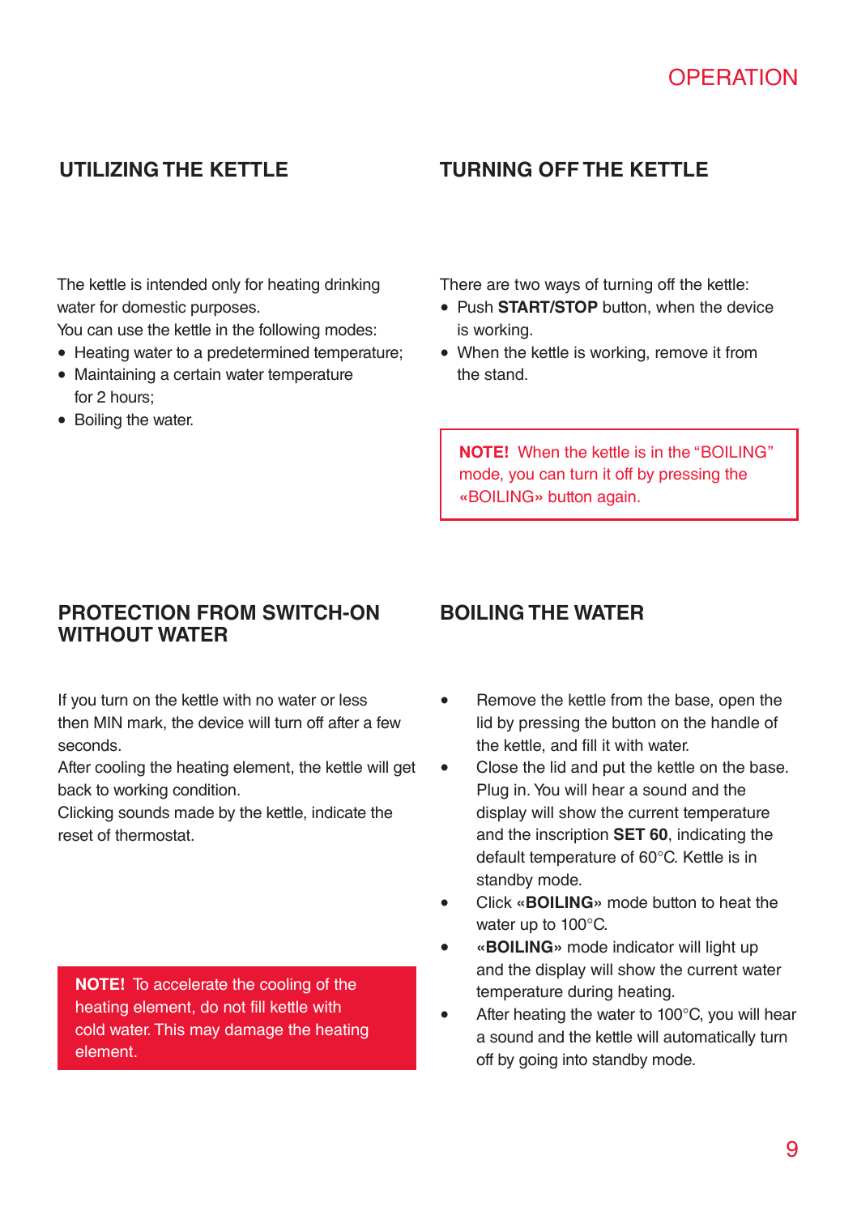## UTILIZING THE KETTLE

The kettle is intended only for heating drinking water for domestic purposes.
You can use the kettle in the following modes:

- Heating water to a predetermined temperature;
- Maintaining a certain water temperature for 2 hours;
- Boiling the water.

## TURNING OFF THE KETTLE

There are two ways of turning off the kettle:

- Push **START/STOP** button, when the device is working.
- When the kettle is working, remove it from the stand.

**NOTE!** When the kettle is in the "BOILING" mode, you can turn it off by pressing the «BOILING» button again.

## PROTECTION FROM SWITCH-ON WITHOUT WATER

If you turn on the kettle with no water or less then MIN mark, the device will turn off after a few seconds.
After cooling the heating element, the kettle will get back to working condition.
Clicking sounds made by the kettle, indicate the reset of thermostat.

**NOTE!** To accelerate the cooling of the heating element, do not fill kettle with cold water. This may damage the heating element.

## BOILING THE WATER

- Remove the kettle from the base, open the lid by pressing the button on the handle of the kettle, and fill it with water.
- Close the lid and put the kettle on the base. Plug in. You will hear a sound and the display will show the current temperature and the inscription **SET 60**, indicating the default temperature of 60°C. Kettle is in standby mode.
- Click «**BOILING**» mode button to heat the water up to 100°C.
- «**BOILING**» mode indicator will light up and the display will show the current water temperature during heating.
- After heating the water to 100°C, you will hear a sound and the kettle will automatically turn off by going into standby mode.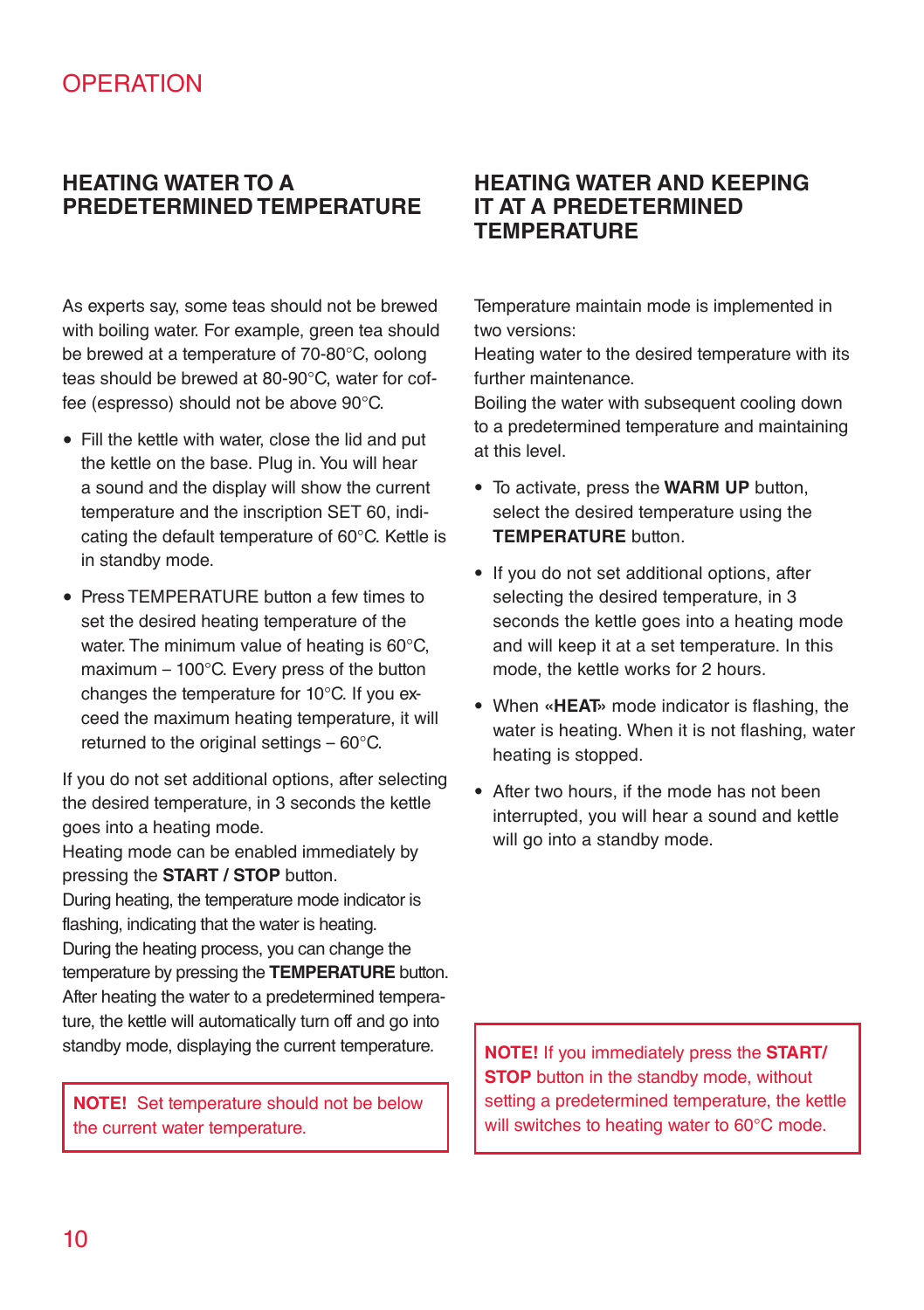# OPERATION

## HEATING WATER TO A PREDETERMINED TEMPERATURE

As experts say, some teas should not be brewed with boiling water. For example, green tea should be brewed at a temperature of 70-80°C, oolong teas should be brewed at 80-90°C, water for coffee (espresso) should not be above 90°C.

- Fill the kettle with water, close the lid and put the kettle on the base. Plug in. You will hear a sound and the display will show the current temperature and the inscription SET 60, indicating the default temperature of 60°C. Kettle is in standby mode.
- Press TEMPERATURE button a few times to set the desired heating temperature of the water. The minimum value of heating is 60°C, maximum – 100°C. Every press of the button changes the temperature for 10°C. If you exceed the maximum heating temperature, it will returned to the original settings – 60°C.

If you do not set additional options, after selecting the desired temperature, in 3 seconds the kettle goes into a heating mode.
Heating mode can be enabled immediately by pressing the **START / STOP** button.
During heating, the temperature mode indicator is flashing, indicating that the water is heating.
During the heating process, you can change the temperature by pressing the **TEMPERATURE** button.
After heating the water to a predetermined temperature, the kettle will automatically turn off and go into standby mode, displaying the current temperature.

**NOTE!** Set temperature should not be below the current water temperature.

## HEATING WATER AND KEEPING IT AT A PREDETERMINED TEMPERATURE

Temperature maintain mode is implemented in two versions:
Heating water to the desired temperature with its further maintenance.
Boiling the water with subsequent cooling down to a predetermined temperature and maintaining at this level.

- To activate, press the **WARM UP** button, select the desired temperature using the **TEMPERATURE** button.
- If you do not set additional options, after selecting the desired temperature, in 3 seconds the kettle goes into a heating mode and will keep it at a set temperature. In this mode, the kettle works for 2 hours.
- When «**HEAT**» mode indicator is flashing, the water is heating. When it is not flashing, water heating is stopped.
- After two hours, if the mode has not been interrupted, you will hear a sound and kettle will go into a standby mode.

**NOTE!** If you immediately press the **START/STOP** button in the standby mode, without setting a predetermined temperature, the kettle will switches to heating water to 60°C mode.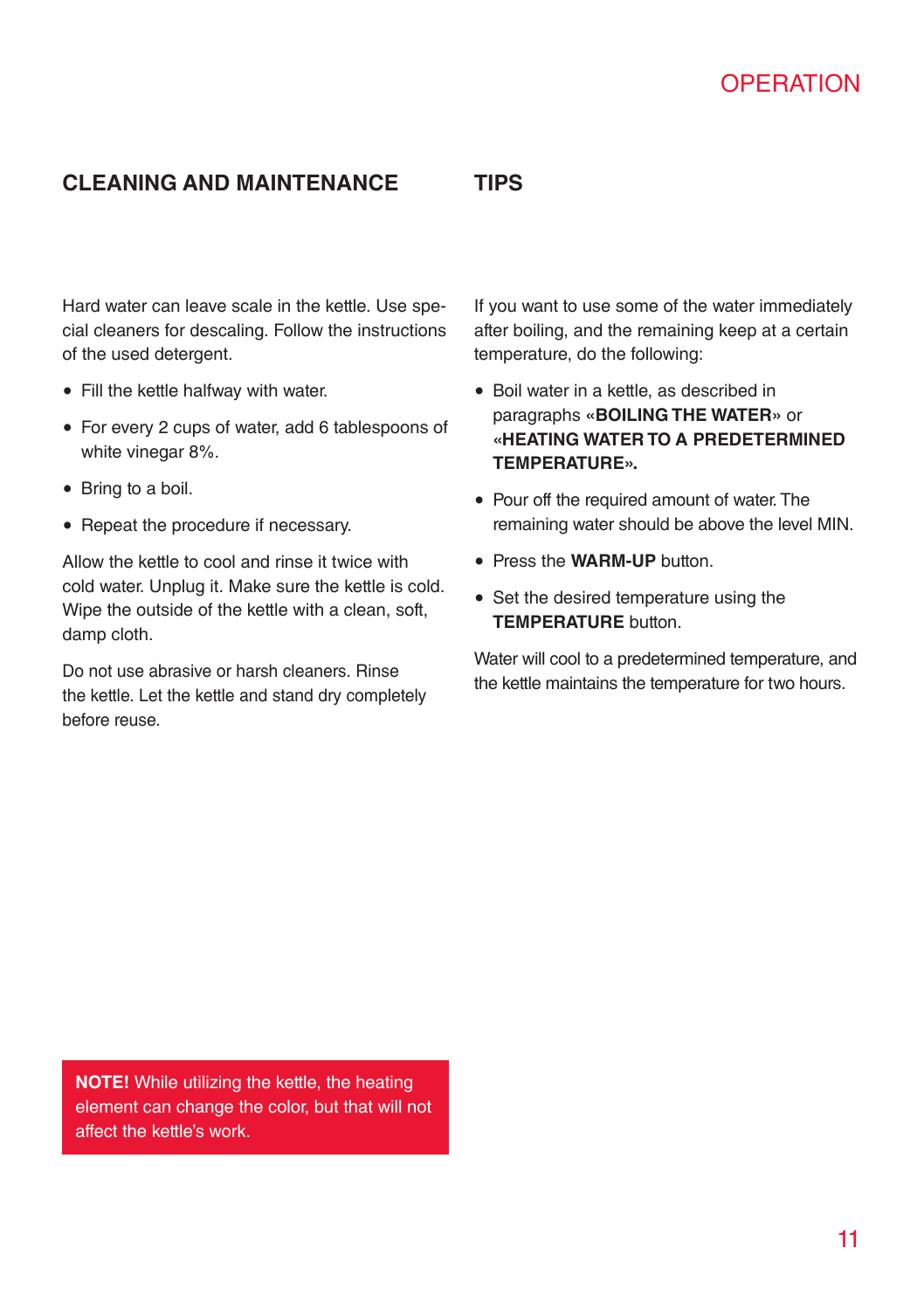## CLEANING AND MAINTENANCE

Hard water can leave scale in the kettle. Use special cleaners for descaling. Follow the instructions of the used detergent.

- Fill the kettle halfway with water.
- For every 2 cups of water, add 6 tablespoons of white vinegar 8%.
- Bring to a boil.
- Repeat the procedure if necessary.

Allow the kettle to cool and rinse it twice with cold water. Unplug it. Make sure the kettle is cold. Wipe the outside of the kettle with a clean, soft, damp cloth.

Do not use abrasive or harsh cleaners. Rinse the kettle. Let the kettle and stand dry completely before reuse.

**NOTE!** While utilizing the kettle, the heating element can change the color, but that will not affect the kettle's work.

## TIPS

If you want to use some of the water immediately after boiling, and the remaining keep at a certain temperature, do the following:

- Boil water in a kettle, as described in paragraphs **«BOILING THE WATER»** or **«HEATING WATER TO A PREDETERMINED TEMPERATURE».**
- Pour off the required amount of water. The remaining water should be above the level MIN.
- Press the **WARM-UP** button.
- Set the desired temperature using the **TEMPERATURE** button.

Water will cool to a predetermined temperature, and the kettle maintains the temperature for two hours.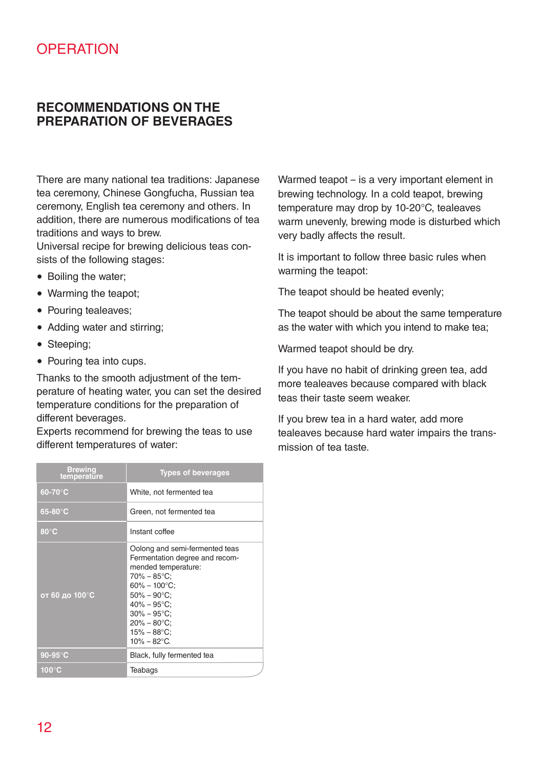# OPERATION

## RECOMMENDATIONS ON THE PREPARATION OF BEVERAGES

There are many national tea traditions: Japanese tea ceremony, Chinese Gongfucha, Russian tea ceremony, English tea ceremony and others. In addition, there are numerous modifications of tea traditions and ways to brew.

Universal recipe for brewing delicious teas consists of the following stages:

- Boiling the water;
- Warming the teapot;
- Pouring tealeaves;
- Adding water and stirring;
- Steeping;
- Pouring tea into cups.

Thanks to the smooth adjustment of the temperature of heating water, you can set the desired temperature conditions for the preparation of different beverages.

Experts recommend for brewing the teas to use different temperatures of water:

| Brewing temperature | Types of beverages |
|---|---|
| 60-70°C | White, not fermented tea |
| 65-80°C | Green, not fermented tea |
| 80°C | Instant coffee |
| от 60 до 100°C | Oolong and semi-fermented teas Fermentation degree and recommended temperature: 70% – 85°C; 60% – 100°C; 50% – 90°C; 40% – 95°C; 30% – 95°C; 20% – 80°C; 15% – 88°C; 10% – 82°C. |
| 90-95°C | Black, fully fermented tea |
| 100°C | Teabags |

Warmed teapot – is a very important element in brewing technology. In a cold teapot, brewing temperature may drop by 10-20°C, tealeaves warm unevenly, brewing mode is disturbed which very badly affects the result.

It is important to follow three basic rules when warming the teapot:

The teapot should be heated evenly;

The teapot should be about the same temperature as the water with which you intend to make tea;

Warmed teapot should be dry.

If you have no habit of drinking green tea, add more tealeaves because compared with black teas their taste seem weaker.

If you brew tea in a hard water, add more tealeaves because hard water impairs the transmission of tea taste.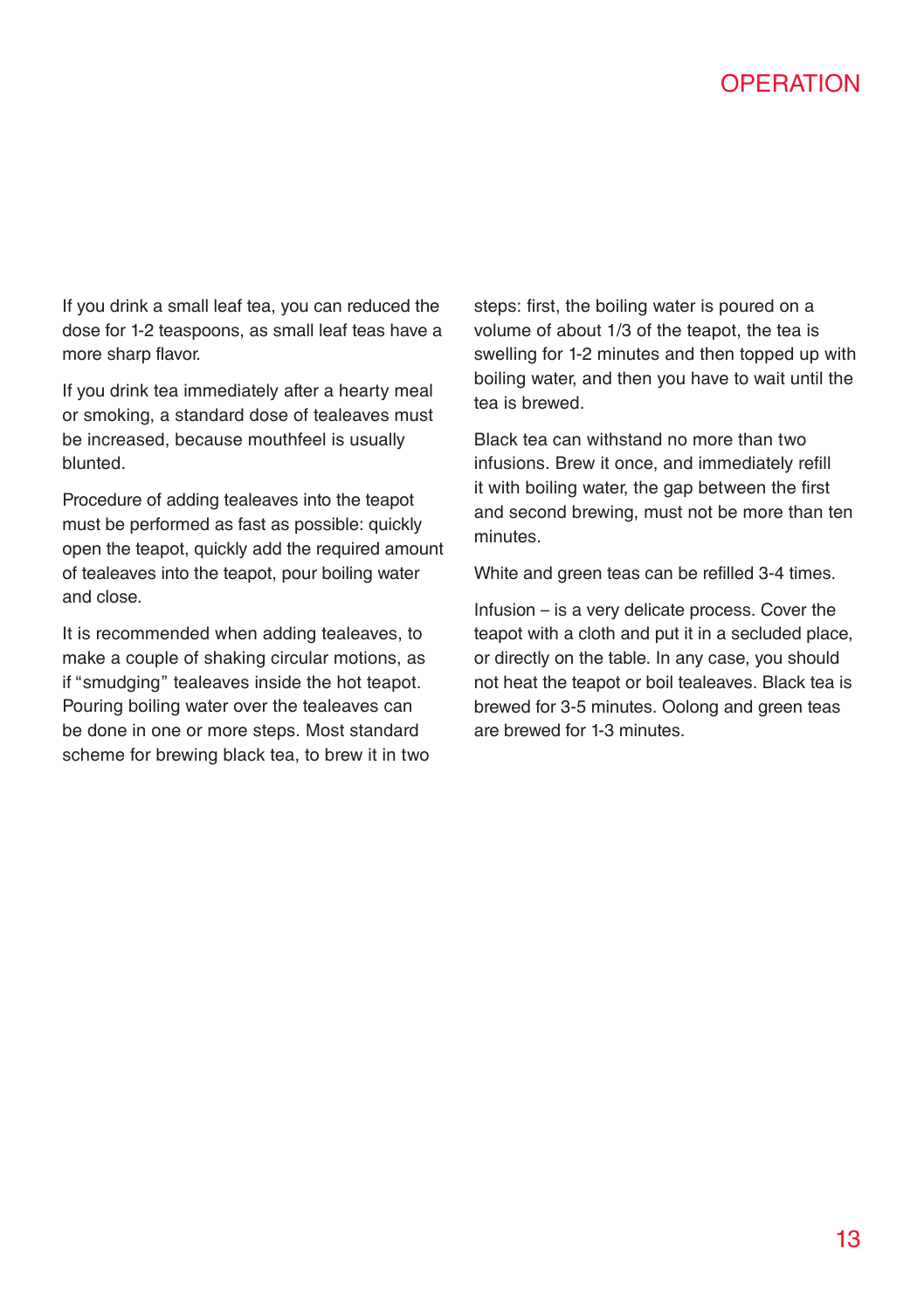# OPERATION

If you drink a small leaf tea, you can reduced the dose for 1-2 teaspoons, as small leaf teas have a more sharp flavor.

If you drink tea immediately after a hearty meal or smoking, a standard dose of tealeaves must be increased, because mouthfeel is usually blunted.

Procedure of adding tealeaves into the teapot must be performed as fast as possible: quickly open the teapot, quickly add the required amount of tealeaves into the teapot, pour boiling water and close.

It is recommended when adding tealeaves, to make a couple of shaking circular motions, as if "smudging" tealeaves inside the hot teapot. Pouring boiling water over the tealeaves can be done in one or more steps. Most standard scheme for brewing black tea, to brew it in two steps: first, the boiling water is poured on a volume of about 1/3 of the teapot, the tea is swelling for 1-2 minutes and then topped up with boiling water, and then you have to wait until the tea is brewed.

Black tea can withstand no more than two infusions. Brew it once, and immediately refill it with boiling water, the gap between the first and second brewing, must not be more than ten minutes.

White and green teas can be refilled 3-4 times.

Infusion – is a very delicate process. Cover the teapot with a cloth and put it in a secluded place, or directly on the table. In any case, you should not heat the teapot or boil tealeaves. Black tea is brewed for 3-5 minutes. Oolong and green teas are brewed for 1-3 minutes.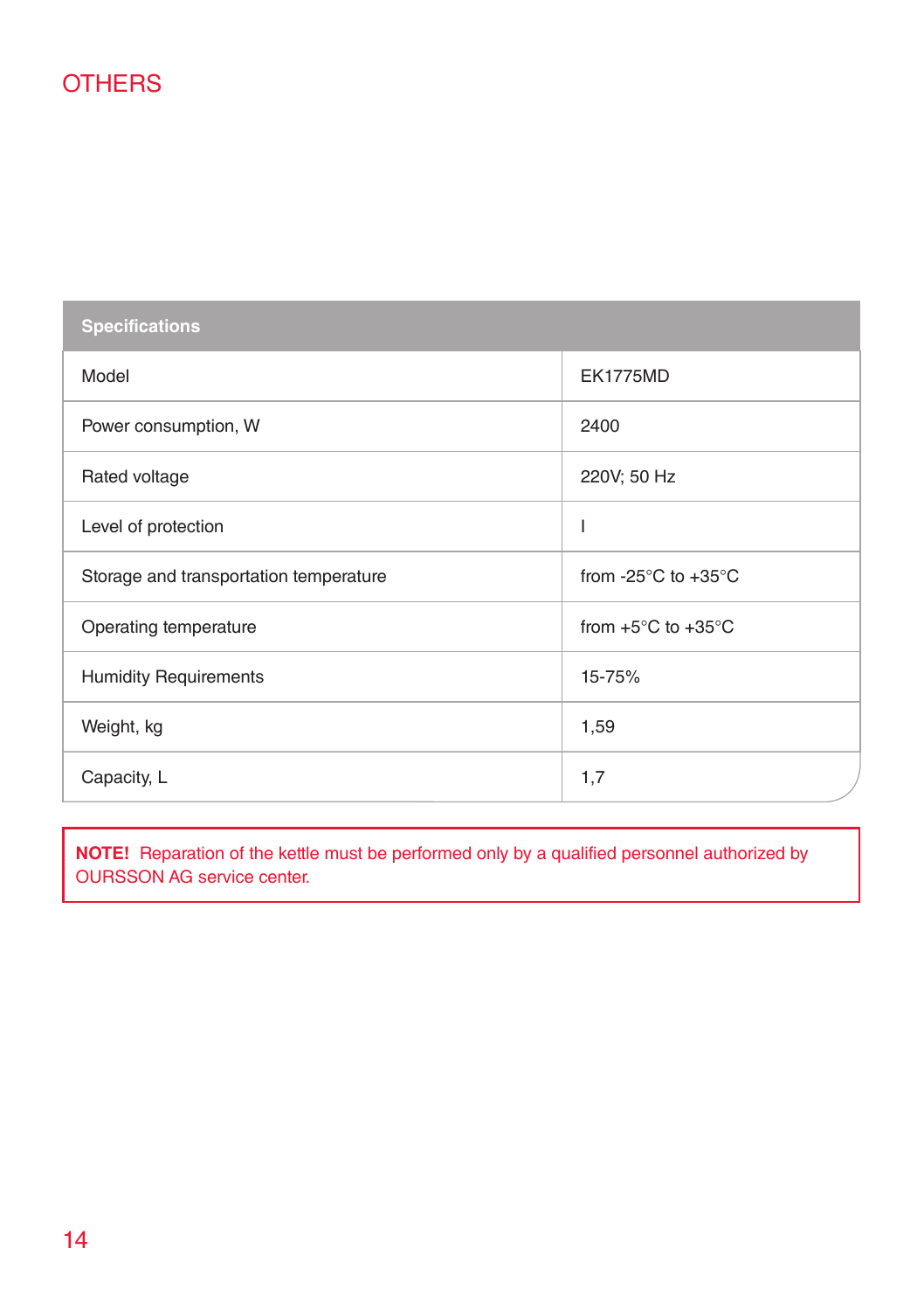# OTHERS

| Specifications | |
|---|---|
| Model | EK1775MD |
| Power consumption, W | 2400 |
| Rated voltage | 220V; 50 Hz |
| Level of protection | I |
| Storage and transportation temperature | from -25°C to +35°C |
| Operating temperature | from +5°C to +35°C |
| Humidity Requirements | 15-75% |
| Weight, kg | 1,59 |
| Capacity, L | 1,7 |

**NOTE!** Reparation of the kettle must be performed only by a qualified personnel authorized by OURSSON AG service center.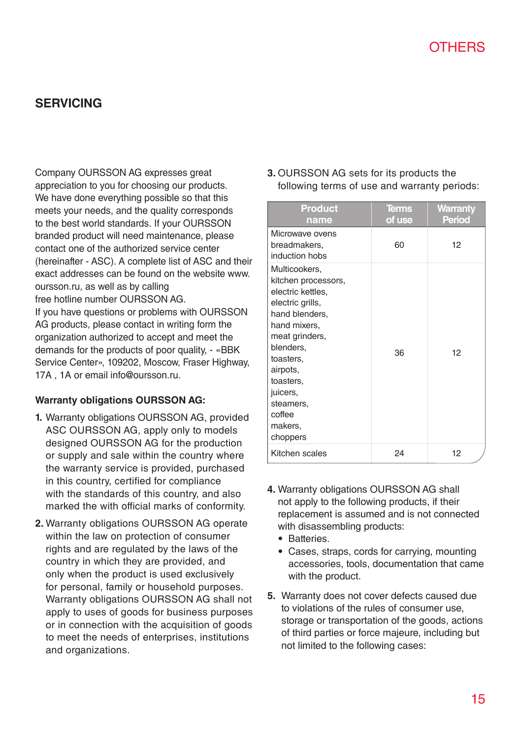# OTHERS

## SERVICING

Company OURSSON AG expresses great appreciation to you for choosing our products. We have done everything possible so that this meets your needs, and the quality corresponds to the best world standards. If your OURSSON branded product will need maintenance, please contact one of the authorized service center (hereinafter - ASC). A complete list of ASC and their exact addresses can be found on the website www. oursson.ru, as well as by calling free hotline number OURSSON AG.
If you have questions or problems with OURSSON AG products, please contact in writing form the organization authorized to accept and meet the demands for the products of poor quality, - «BBK Service Center», 109202, Moscow, Fraser Highway, 17A , 1A or email info@oursson.ru.

### Warranty obligations OURSSON AG:

1. Warranty obligations OURSSON AG, provided ASC OURSSON AG, apply only to models designed OURSSON AG for the production or supply and sale within the country where the warranty service is provided, purchased in this country, certified for compliance with the standards of this country, and also marked the with official marks of conformity.
2. Warranty obligations OURSSON AG operate within the law on protection of consumer rights and are regulated by the laws of the country in which they are provided, and only when the product is used exclusively for personal, family or household purposes. Warranty obligations OURSSON AG shall not apply to uses of goods for business purposes or in connection with the acquisition of goods to meet the needs of enterprises, institutions and organizations.
3. OURSSON AG sets for its products the following terms of use and warranty periods:

| Product name | Terms of use | Warranty Period |
|---|---|---|
| Microwave ovens breadmakers, induction hobs | 60 | 12 |
| Multicookers, kitchen processors, electric kettles, electric grills, hand blenders, hand mixers, meat grinders, blenders, toasters, airpots, toasters, juicers, steamers, coffee makers, choppers | 36 | 12 |
| Kitchen scales | 24 | 12 |

4. Warranty obligations OURSSON AG shall not apply to the following products, if their replacement is assumed and is not connected with disassembling products:
   - Batteries.
   - Cases, straps, cords for carrying, mounting accessories, tools, documentation that came with the product.
5. Warranty does not cover defects caused due to violations of the rules of consumer use, storage or transportation of the goods, actions of third parties or force majeure, including but not limited to the following cases: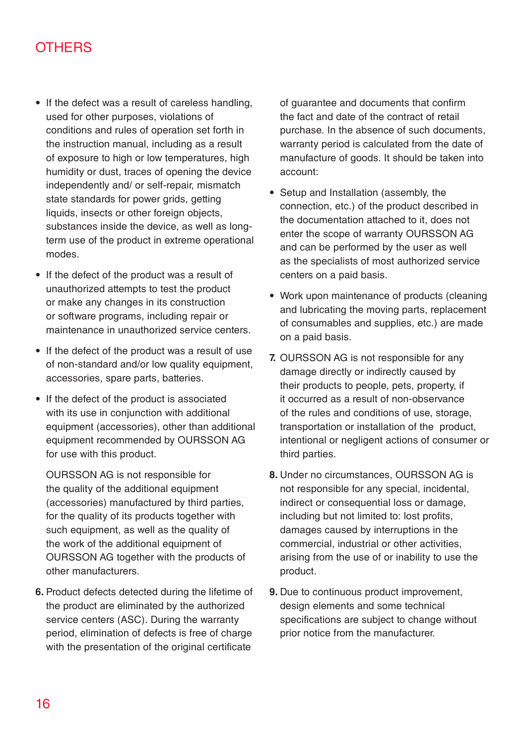# OTHERS

- If the defect was a result of careless handling, used for other purposes, violations of conditions and rules of operation set forth in the instruction manual, including as a result of exposure to high or low temperatures, high humidity or dust, traces of opening the device independently and/ or self-repair, mismatch state standards for power grids, getting liquids, insects or other foreign objects, substances inside the device, as well as long-term use of the product in extreme operational modes.
- If the defect of the product was a result of unauthorized attempts to test the product or make any changes in its construction or software programs, including repair or maintenance in unauthorized service centers.
- If the defect of the product was a result of use of non-standard and/or low quality equipment, accessories, spare parts, batteries.
- If the defect of the product is associated with its use in conjunction with additional equipment (accessories), other than additional equipment recommended by OURSSON AG for use with this product.

  OURSSON AG is not responsible for the quality of the additional equipment (accessories) manufactured by third parties, for the quality of its products together with such equipment, as well as the quality of the work of the additional equipment of OURSSON AG together with the products of other manufacturers.

**6.** Product defects detected during the lifetime of the product are eliminated by the authorized service centers (ASC). During the warranty period, elimination of defects is free of charge with the presentation of the original certificate of guarantee and documents that confirm the fact and date of the contract of retail purchase. In the absence of such documents, warranty period is calculated from the date of manufacture of goods. It should be taken into account:

- Setup and Installation (assembly, the connection, etc.) of the product described in the documentation attached to it, does not enter the scope of warranty OURSSON AG and can be performed by the user as well as the specialists of most authorized service centers on a paid basis.
- Work upon maintenance of products (cleaning and lubricating the moving parts, replacement of consumables and supplies, etc.) are made on a paid basis.

**7.** OURSSON AG is not responsible for any damage directly or indirectly caused by their products to people, pets, property, if it occurred as a result of non-observance of the rules and conditions of use, storage, transportation or installation of the product, intentional or negligent actions of consumer or third parties.

**8.** Under no circumstances, OURSSON AG is not responsible for any special, incidental, indirect or consequential loss or damage, including but not limited to: lost profits, damages caused by interruptions in the commercial, industrial or other activities, arising from the use of or inability to use the product.

**9.** Due to continuous product improvement, design elements and some technical specifications are subject to change without prior notice from the manufacturer.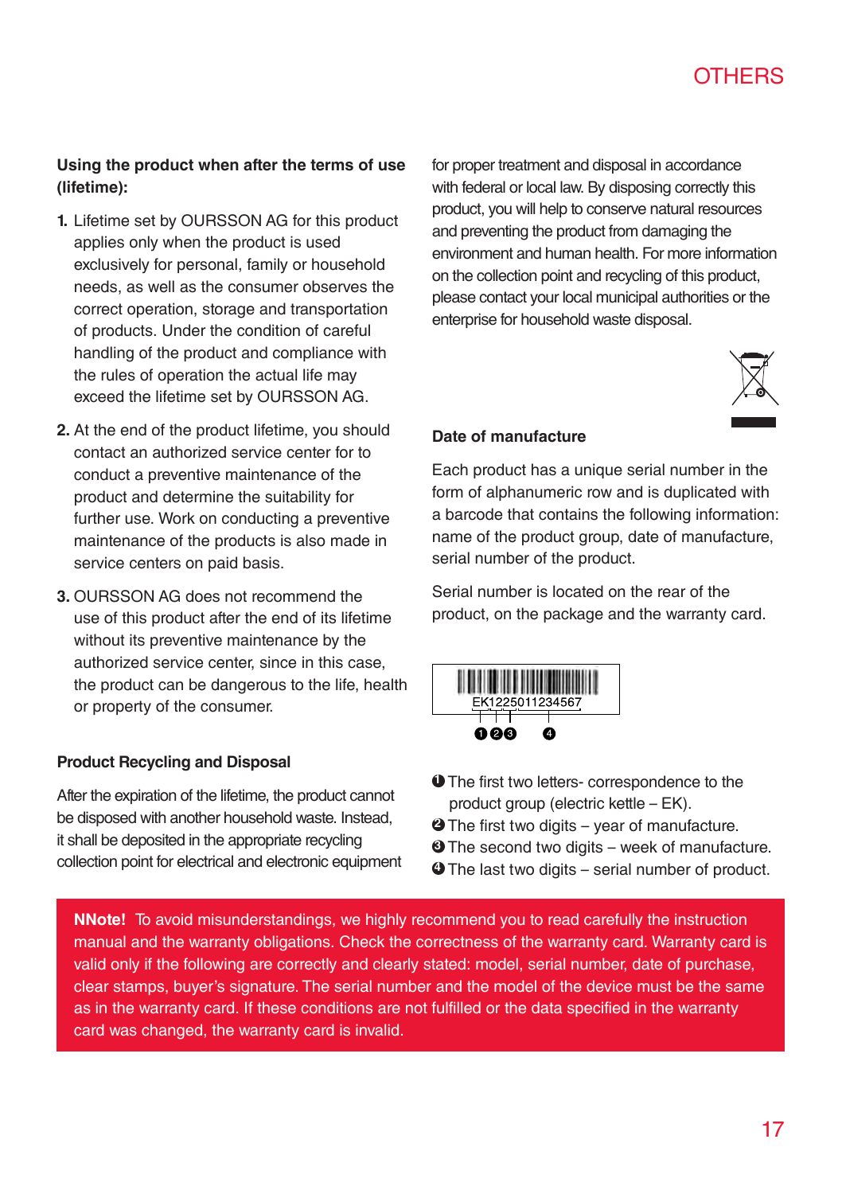## Using the product when after the terms of use (lifetime):

1. Lifetime set by OURSSON AG for this product applies only when the product is used exclusively for personal, family or household needs, as well as the consumer observes the correct operation, storage and transportation of products. Under the condition of careful handling of the product and compliance with the rules of operation the actual life may exceed the lifetime set by OURSSON AG.
2. At the end of the product lifetime, you should contact an authorized service center for to conduct a preventive maintenance of the product and determine the suitability for further use. Work on conducting a preventive maintenance of the products is also made in service centers on paid basis.
3. OURSSON AG does not recommend the use of this product after the end of its lifetime without its preventive maintenance by the authorized service center, since in this case, the product can be dangerous to the life, health or property of the consumer.

## Product Recycling and Disposal

After the expiration of the lifetime, the product cannot be disposed with another household waste. Instead, it shall be deposited in the appropriate recycling collection point for electrical and electronic equipment for proper treatment and disposal in accordance with federal or local law. By disposing correctly this product, you will help to conserve natural resources and preventing the product from damaging the environment and human health. For more information on the collection point and recycling of this product, please contact your local municipal authorities or the enterprise for household waste disposal.

## Date of manufacture

Each product has a unique serial number in the form of alphanumeric row and is duplicated with a barcode that contains the following information: name of the product group, date of manufacture, serial number of the product.

Serial number is located on the rear of the product, on the package and the warranty card.

EK1225011234567

❶ ❷ ❸ ❹

❶ The first two letters- correspondence to the product group (electric kettle – EK).
❷ The first two digits – year of manufacture.
❸ The second two digits – week of manufacture.
❹ The last two digits – serial number of product.

**NNote!** To avoid misunderstandings, we highly recommend you to read carefully the instruction manual and the warranty obligations. Check the correctness of the warranty card. Warranty card is valid only if the following are correctly and clearly stated: model, serial number, date of purchase, clear stamps, buyer's signature. The serial number and the model of the device must be the same as in the warranty card. If these conditions are not fulfilled or the data specified in the warranty card was changed, the warranty card is invalid.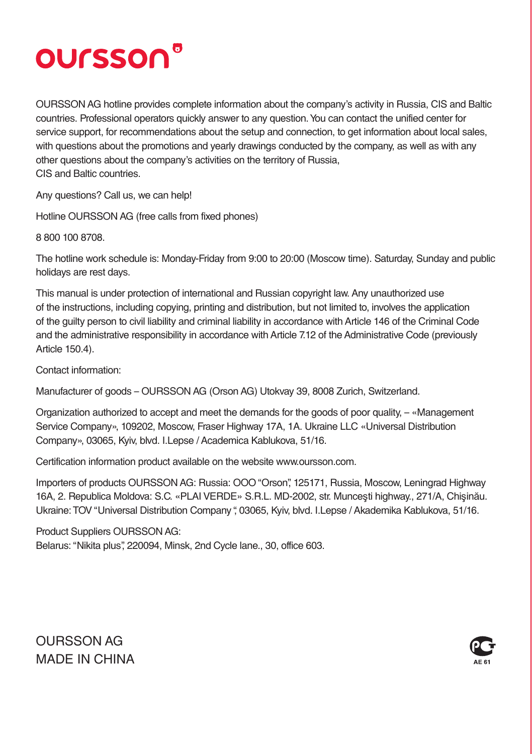# oursson

OURSSON AG hotline provides complete information about the company's activity in Russia, CIS and Baltic countries. Professional operators quickly answer to any question. You can contact the unified center for service support, for recommendations about the setup and connection, to get information about local sales, with questions about the promotions and yearly drawings conducted by the company, as well as with any other questions about the company's activities on the territory of Russia, CIS and Baltic countries.

Any questions? Call us, we can help!

Hotline OURSSON AG (free calls from fixed phones)

8 800 100 8708.

The hotline work schedule is: Monday-Friday from 9:00 to 20:00 (Moscow time). Saturday, Sunday and public holidays are rest days.

This manual is under protection of international and Russian copyright law. Any unauthorized use of the instructions, including copying, printing and distribution, but not limited to, involves the application of the guilty person to civil liability and criminal liability in accordance with Article 146 of the Criminal Code and the administrative responsibility in accordance with Article 7.12 of the Administrative Code (previously Article 150.4).

Contact information:

Manufacturer of goods – OURSSON AG (Orson AG) Utokvay 39, 8008 Zurich, Switzerland.

Organization authorized to accept and meet the demands for the goods of poor quality, – «Management Service Company», 109202, Moscow, Fraser Highway 17A, 1A. Ukraine LLC «Universal Distribution Company», 03065, Kyiv, blvd. I.Lepse / Academica Kablukova, 51/16.

Certification information product available on the website www.oursson.com.

Importers of products OURSSON AG: Russia: OOO "Orson", 125171, Russia, Moscow, Leningrad Highway 16A, 2. Republica Moldova: S.C. «PLAI VERDE» S.R.L. MD-2002, str. Munceşti highway., 271/A, Chişinău. Ukraine: TOV "Universal Distribution Company ", 03065, Kyiv, blvd. I.Lepse / Akademika Kablukova, 51/16.

Product Suppliers OURSSON AG:
Belarus: "Nikita plus", 220094, Minsk, 2nd Cycle lane., 30, office 603.

OURSSON AG
MADE IN CHINA

AE 61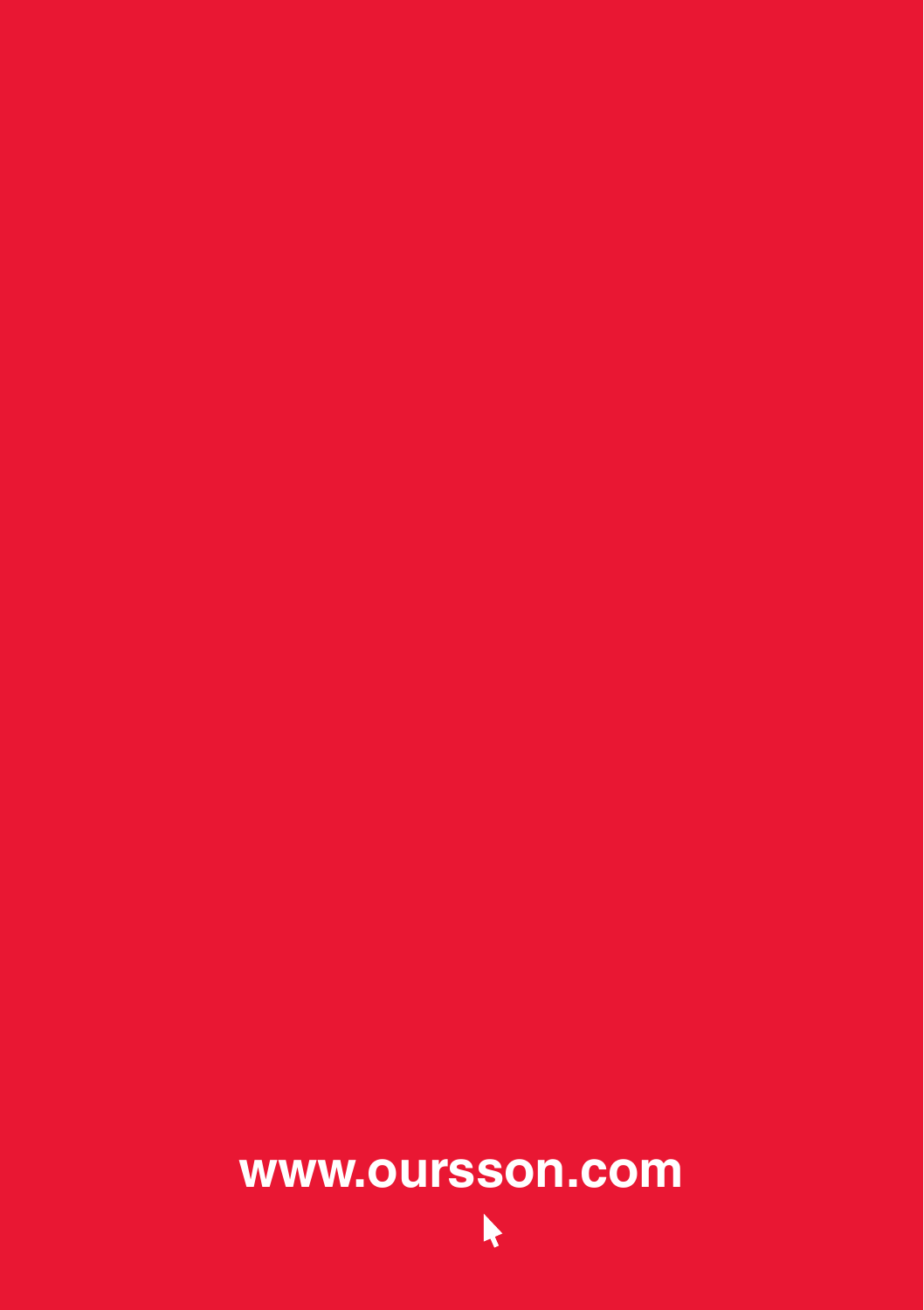**www.oursson.com**